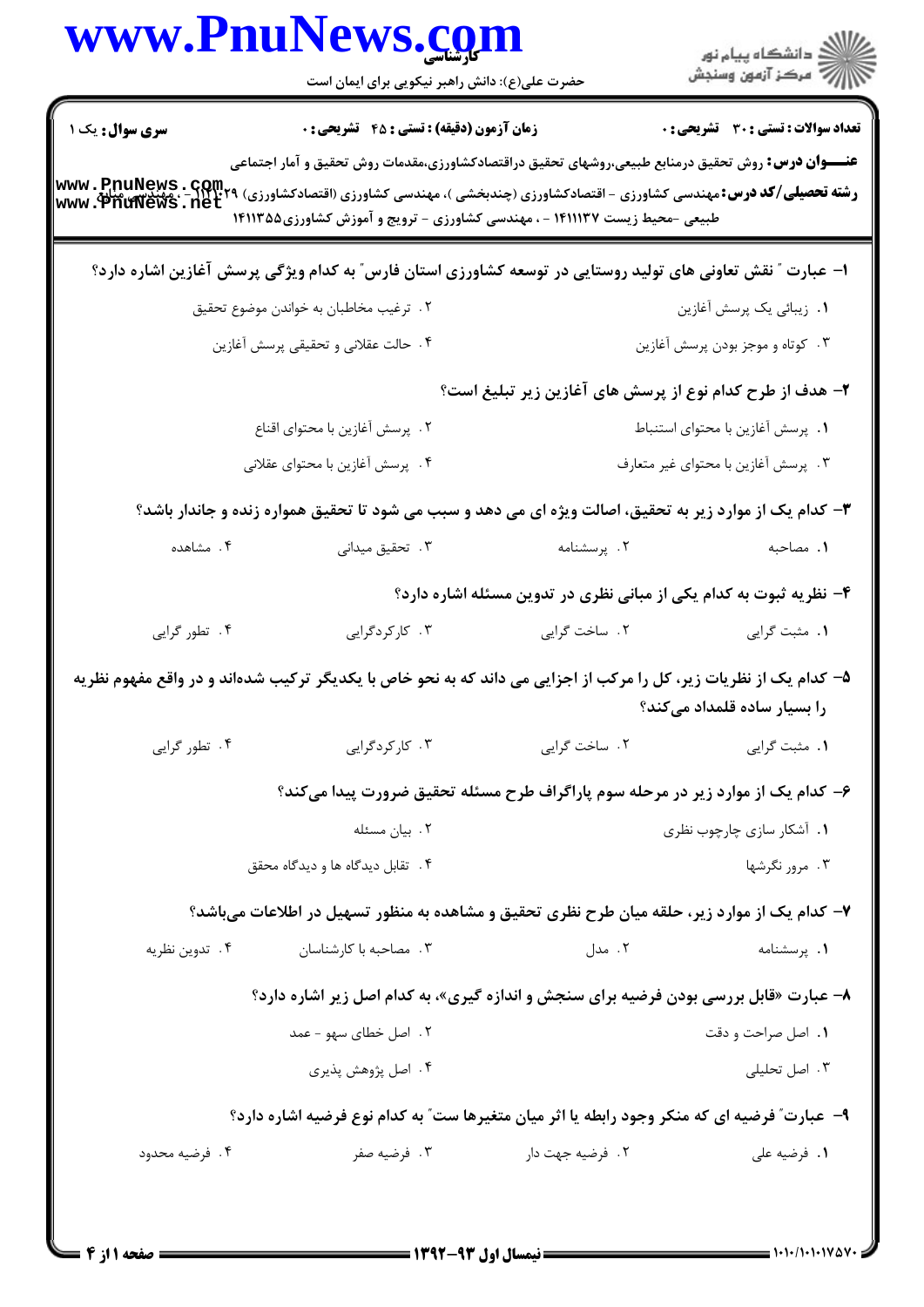**سری سوال:** یک ۱

**زمان آزمون (دقیقه) : تستی : ۴۵ تشریحی : ۰**

**تعداد سوالات : تستی : ۳۰ تشریحی : ۰**

**عنـــوان درس:** روش تحقیق درمنابع طبیعی،روشهای تحقیق دراقتصادکشاورزی،مقدمات روش تحقیق و آمار اجتماعی

**رشته تحصیلی/کد درس:** مهندسی کشاورزی - اقتصادکشاورزی (چندبخشی )، مهندسی کشاورزی (اقتصادکشاورزی) ۱۴۱۱۰۲۹ - ، مهندسی منابع طبیعی -محیط زیست ۱۴۱۱۱۳۷ - ، مهندسی کشاورزی - ترویج و آموزش کشاورزی۱۴۱۱۳۵۵

۱- عبارت " نقش تعاونی های تولید روستایی در توسعه کشاورزی استان فارس" به کدام ویژگی پرسش آغازین اشاره دارد؟

۱. زیبائی یک پرسش آغازین

۲. ترغیب مخاطبان به خواندن موضوع تحقیق

۳. کوتاه و موجز بودن پرسش آغازین

۴. حالت عقلانی و تحقیقی پرسش آغازین

۲- هدف از طرح کدام نوع از پرسش های آغازین زیر تبلیغ است؟

۱. پرسش آغازین با محتوای استنباط

۲. پرسش آغازین با محتوای اقناع

۳. پرسش آغازین با محتوای غیر متعارف

۴. پرسش آغازین با محتوای عقلانی

۳- کدام یک از موارد زیر به تحقیق، اصالت ویژه ای می دهد و سبب می شود تا تحقیق همواره زنده و جاندار باشد؟

۱. مصاحبه

۲. پرسشنامه

۳. تحقیق میدانی

۴. مشاهده

۴- نظریه ثبوت به کدام یکی از مبانی نظری در تدوین مسئله اشاره دارد؟

۱. مثبت گرایی

۲. ساخت گرایی

۳. کارکردگرایی

۴. تطور گرایی

۵- کدام یک از نظریات زیر، کل را مرکب از اجزایی می داند که به نحو خاص با یکدیگر ترکیب شده‌اند و در واقع مفهوم نظریه را بسیار ساده قلمداد می‌کند؟

۱. مثبت گرایی

۲. ساخت گرایی

۳. کارکردگرایی

۴. تطور گرایی

۶- کدام یک از موارد زیر در مرحله سوم پاراگراف طرح مسئله تحقیق ضرورت پیدا می‌کند؟

۱. آشکار سازی چارچوب نظری

۲. بیان مسئله

۳. مرور نگرشها

۴. تقابل دیدگاه ها و دیدگاه محقق

۷- کدام یک از موارد زیر، حلقه میان طرح نظری تحقیق و مشاهده به منظور تسهیل در اطلاعات می‌باشد؟

۱. پرسشنامه

۲. مدل

۳. مصاحبه با کارشناسان

۴. تدوین نظریه

۸- عبارت «قابل بررسی بودن فرضیه برای سنجش و اندازه گیری»، به کدام اصل زیر اشاره دارد؟

۱. اصل صراحت و دقت

۲. اصل خطای سهو - عمد

۳. اصل تحلیلی

۴. اصل پژوهش پذیری

۹- عبارت" فرضیه ای که منکر وجود رابطه یا اثر میان متغیرها ست" به کدام نوع فرضیه اشاره دارد؟

۱. فرضیه علی

۲. فرضیه جهت دار

۳. فرضیه صفر

۴. فرضیه محدود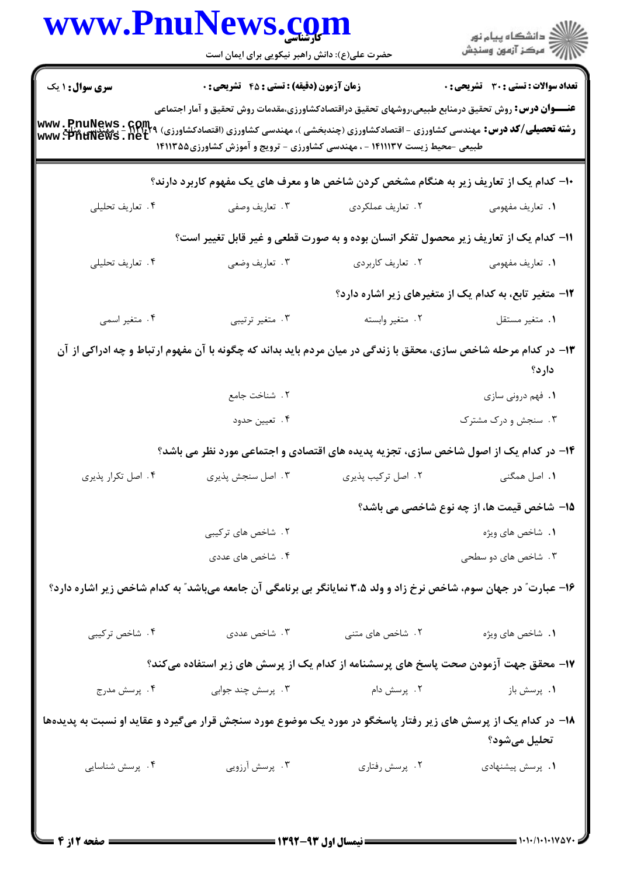**سری سوال:** ۱ یک | **زمان آزمون (دقیقه) : تستی : ۴۵ تشریحی : ۰** | **تعداد سوالات : تستی : ۳۰ تشریحی : ۰**

**عنـــوان درس:** روش تحقیق درمنابع طبیعی،روشهای تحقیق دراقتصادکشاورزی،مقدمات روش تحقیق و آمار اجتماعی

**رشته تحصیلی/کد درس:** مهندسی کشاورزی - اقتصادکشاورزی (چندبخشی )، مهندسی کشاورزی (اقتصادکشاورزی) ۱۱۲۱۰۲۹ - ، مهندسی منابع طبیعی -محیط زیست ۱۴۱۱۱۳۷ - ، مهندسی کشاورزی - ترویج و آموزش کشاورزی۱۴۱۱۳۵۵

**۱۰- کدام یک از تعاریف زیر به هنگام مشخص کردن شاخص ها و معرف های یک مفهوم کاربرد دارند؟**

۱. تعاریف مفهومی
۲. تعاریف عملکردی
۳. تعاریف وصفی
۴. تعاریف تحلیلی

**۱۱- کدام یک از تعاریف زیر محصول تفکر انسان بوده و به صورت قطعی و غیر قابل تغییر است؟**

۱. تعاریف مفهومی
۲. تعاریف کاربردی
۳. تعاریف وضعی
۴. تعاریف تحلیلی

**۱۲- متغیر تابع، به کدام یک از متغیرهای زیر اشاره دارد؟**

۱. متغیر مستقل
۲. متغیر وابسته
۳. متغیر ترتیبی
۴. متغیر اسمی

**۱۳- در کدام مرحله شاخص سازی، محقق با زندگی در میان مردم باید بداند که چگونه با آن مفهوم ارتباط و چه ادراکی از آن دارد؟**

۱. فهم درونی سازی
۲. شناخت جامع
۳. سنجش و درک مشترک
۴. تعیین حدود

**۱۴- در کدام یک از اصول شاخص سازی، تجزیه پدیده های اقتصادی و اجتماعی مورد نظر می باشد؟**

۱. اصل همگنی
۲. اصل ترکیب پذیری
۳. اصل سنجش پذیری
۴. اصل تکرار پذیری

**۱۵- شاخص قیمت ها، از چه نوع شاخصی می باشد؟**

۱. شاخص های ویژه
۲. شاخص های ترکیبی
۳. شاخص های دو سطحی
۴. شاخص های عددی

**۱۶- عبارت" در جهان سوم، شاخص نرخ زاد و ولد ۳،۵ نمایانگر بی برنامگی آن جامعه می‌باشد" به کدام شاخص زیر اشاره دارد؟**

۱. شاخص های ویژه
۲. شاخص های متنی
۳. شاخص عددی
۴. شاخص ترکیبی

**۱۷- محقق جهت آزمودن صحت پاسخ های پرسشنامه از کدام یک از پرسش های زیر استفاده می‌کند؟**

۱. پرسش باز
۲. پرسش دام
۳. پرسش چند جوابی
۴. پرسش مدرج

**۱۸- در کدام یک از پرسش های زیر رفتار پاسخگو در مورد یک موضوع مورد سنجش قرار می‌گیرد و عقاید او نسبت به پدیده‌ها تحلیل می‌شود؟**

۱. پرسش پیشنهادی
۲. پرسش رفتاری
۳. پرسش آرزویی
۴. پرسش شناسایی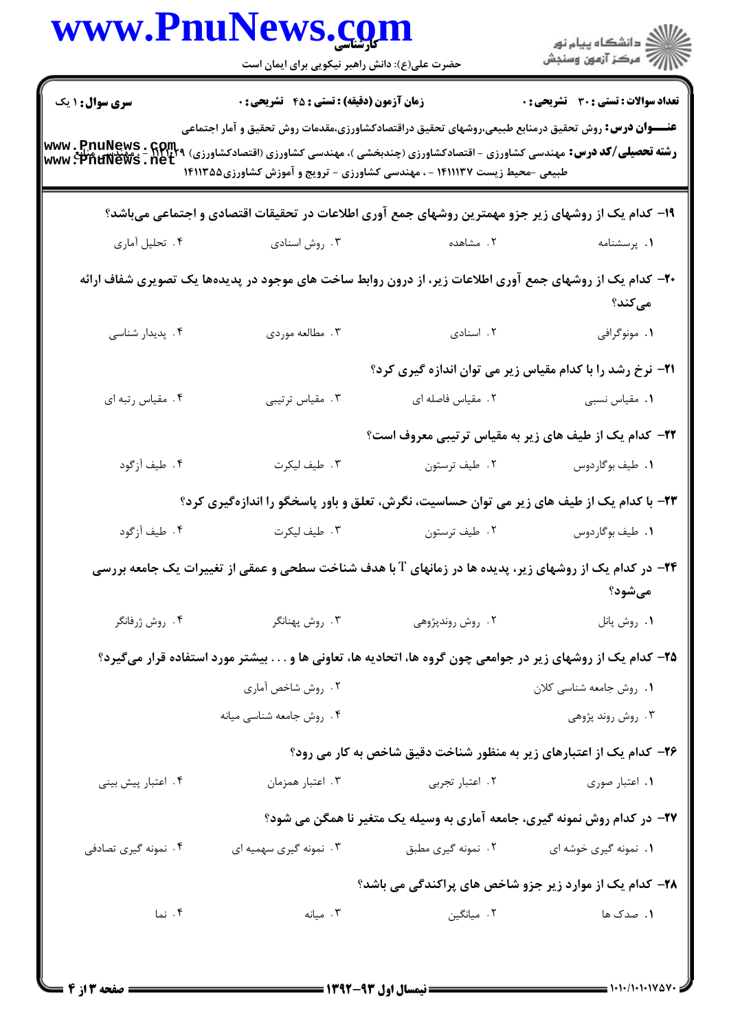**سری سوال:** ۱ یک

**زمان آزمون (دقیقه) : تستی : ۴۵ تشریحی : ۰**

**تعداد سوالات : تستی : ۳۰ تشریحی : ۰**

**عنـــوان درس:** روش تحقیق درمنابع طبیعی،روشهای تحقیق دراقتصادکشاورزی،مقدمات روش تحقیق و آمار اجتماعی

**رشته تحصیلی/کد درس:** مهندسی کشاورزی - اقتصادکشاورزی (چندبخشی )، مهندسی کشاورزی (اقتصادکشاورزی) ۱۴۱۱۰۲۹ - ، مهندسی منابع طبیعی -محیط زیست ۱۴۱۱۱۳۷ - ، مهندسی کشاورزی - ترویج و آموزش کشاورزی۱۴۱۱۳۵۵

۱۹- کدام یک از روشهای زیر جزو مهمترین روشهای جمع آوری اطلاعات در تحقیقات اقتصادی و اجتماعی میباشد؟

۱. پرسشنامه
۲. مشاهده
۳. روش اسنادی
۴. تحلیل آماری

۲۰- کدام یک از روشهای جمع آوری اطلاعات زیر، از درون روابط ساخت های موجود در پدیدهها یک تصویری شفاف ارائه می کند؟

۱. مونوگرافی
۲. اسنادی
۳. مطالعه موردی
۴. پدیدار شناسی

۲۱- نرخ رشد را با کدام مقیاس زیر می توان اندازه گیری کرد؟

۱. مقیاس نسبی
۲. مقیاس فاصله ای
۳. مقیاس ترتیبی
۴. مقیاس رتبه ای

۲۲- کدام یک از طیف های زیر به مقیاس ترتیبی معروف است؟

۱. طیف بوگاردوس
۲. طیف ترستون
۳. طیف لیکرت
۴. طیف آزگود

۲۳- با کدام یک از طیف های زیر می توان حساسیت، نگرش، تعلق و باور پاسخگو را اندازهگیری کرد؟

۱. طیف بوگاردوس
۲. طیف ترستون
۳. طیف لیکرت
۴. طیف آزگود

۲۴- در کدام یک از روشهای زیر، پدیده ها در زمانهای T با هدف شناخت سطحی و عمقی از تغییرات یک جامعه بررسی میشود؟

۱. روش پانل
۲. روش روندپژوهی
۳. روش پهنانگر
۴. روش ژرفانگر

۲۵- کدام یک از روشهای زیر در جوامعی چون گروه ها، اتحادیه ها، تعاونی ها و . . . بیشتر مورد استفاده قرار میگیرد؟

۱. روش جامعه شناسی کلان
۲. روش شاخص آماری
۳. روش روند پژوهی
۴. روش جامعه شناسی میانه

۲۶- کدام یک از اعتبارهای زیر به منظور شناخت دقیق شاخص به کار می رود؟

۱. اعتبار صوری
۲. اعتبار تجربی
۳. اعتبار همزمان
۴. اعتبار پیش بینی

۲۷- در کدام روش نمونه گیری، جامعه آماری به وسیله یک متغیر نا همگن می شود؟

۱. نمونه گیری خوشه ای
۲. نمونه گیری مطبق
۳. نمونه گیری سهمیه ای
۴. نمونه گیری تصادفی

۲۸- کدام یک از موارد زیر جزو شاخص های پراکندگی می باشد؟

۱. صدک ها
۲. میانگین
۳. میانه
۴. نما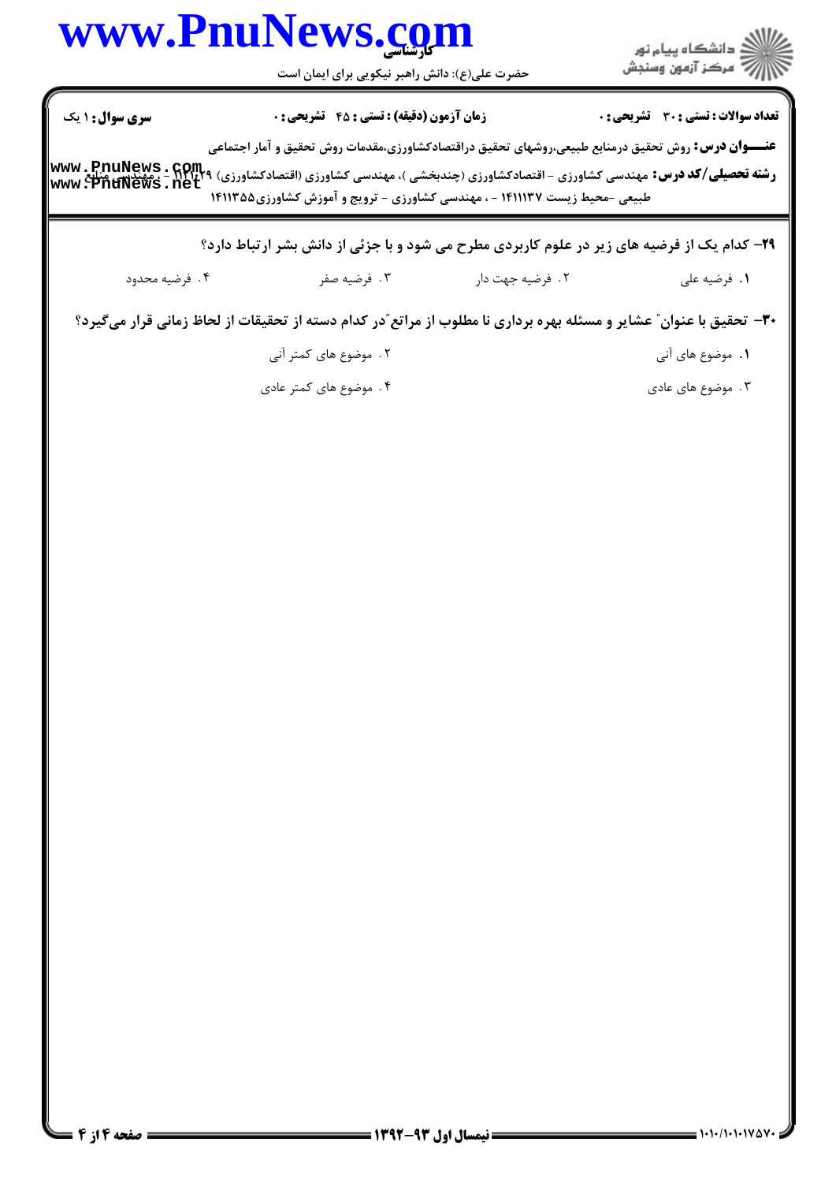**سری سوال:** ۱ یک

**زمان آزمون (دقیقه) : تستی : ۴۵  تشریحی : ۰**

**تعداد سوالات : تستی : ۳۰  تشریحی : ۰**

**عنـــوان درس:** روش تحقیق درمنابع طبیعی،روشهای تحقیق دراقتصادکشاورزی،مقدمات روش تحقیق و آمار اجتماعی

**رشته تحصیلی/کد درس:** مهندسی کشاورزی - اقتصادکشاورزی (چندبخشی )، مهندسی کشاورزی (اقتصادکشاورزی) ۱۱۲۱۰۲۹ - ، مهندسی منابع طبیعی -محیط زیست ۱۴۱۱۱۳۷ - ، مهندسی کشاورزی - ترویج و آموزش کشاورزی۱۴۱۱۳۵۵

**۲۹- کدام یک از فرضیه های زیر در علوم کاربردی مطرح می شود و با جزئی از دانش بشر ارتباط دارد؟**

۱. فرضیه علی

۲. فرضیه جهت دار

۳. فرضیه صفر

۴. فرضیه محدود

**۳۰- تحقیق با عنوان" عشایر و مسئله بهره برداری نا مطلوب از مراتع"در کدام دسته از تحقیقات از لحاظ زمانی قرار می‌گیرد؟**

۱. موضوع های آنی

۲. موضوع های کمتر آنی

۳. موضوع های عادی

۴. موضوع های کمتر عادی